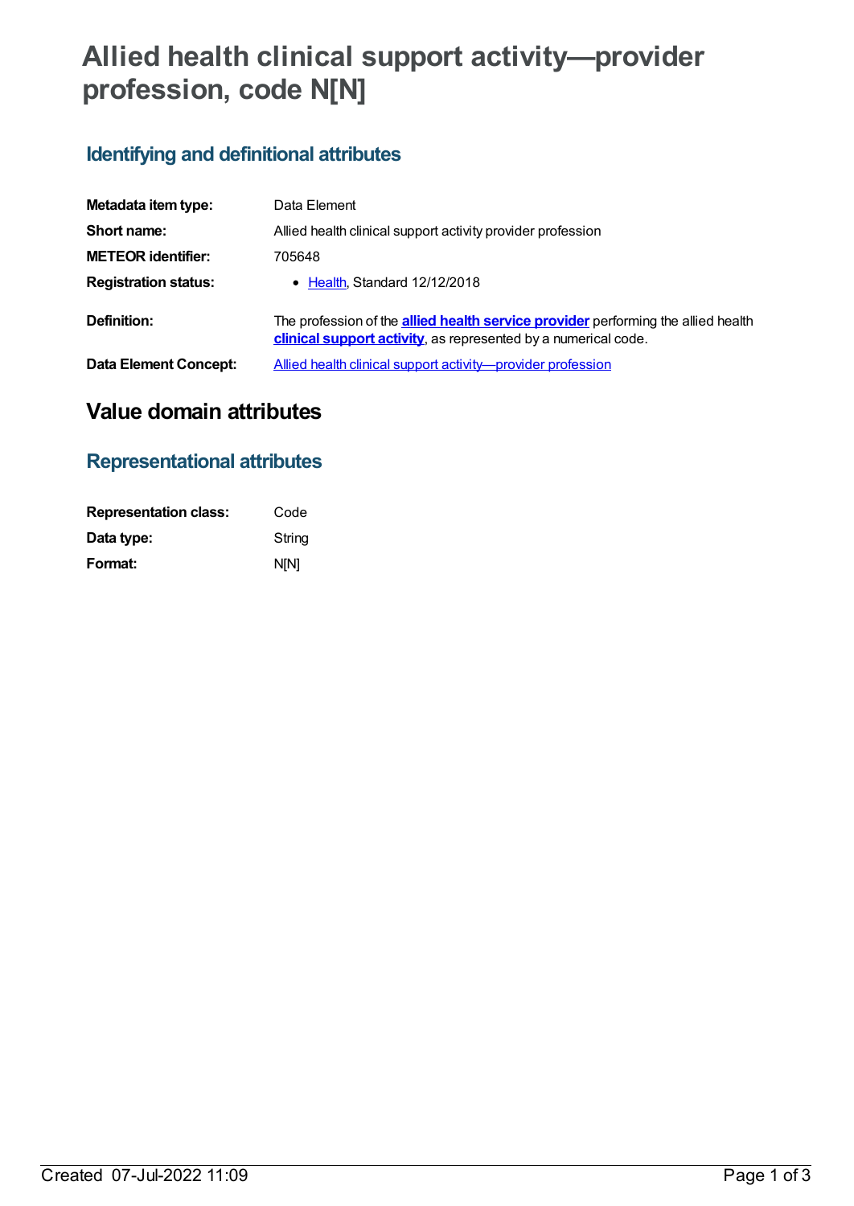# Allied health clinical support activity—provider profession, code N[N]

## Identifying and definitional attributes

| | |
|---|---|
| **Metadata item type:** | Data Element |
| **Short name:** | Allied health clinical support activity provider profession |
| **METEOR identifier:** | 705648 |
| **Registration status:** | • Health, Standard 12/12/2018 |
| **Definition:** | The profession of the **allied health service provider** performing the allied health **clinical support activity**, as represented by a numerical code. |
| **Data Element Concept:** | Allied health clinical support activity—provider profession |

# Value domain attributes

## Representational attributes

| | |
|---|---|
| **Representation class:** | Code |
| **Data type:** | String |
| **Format:** | N[N] |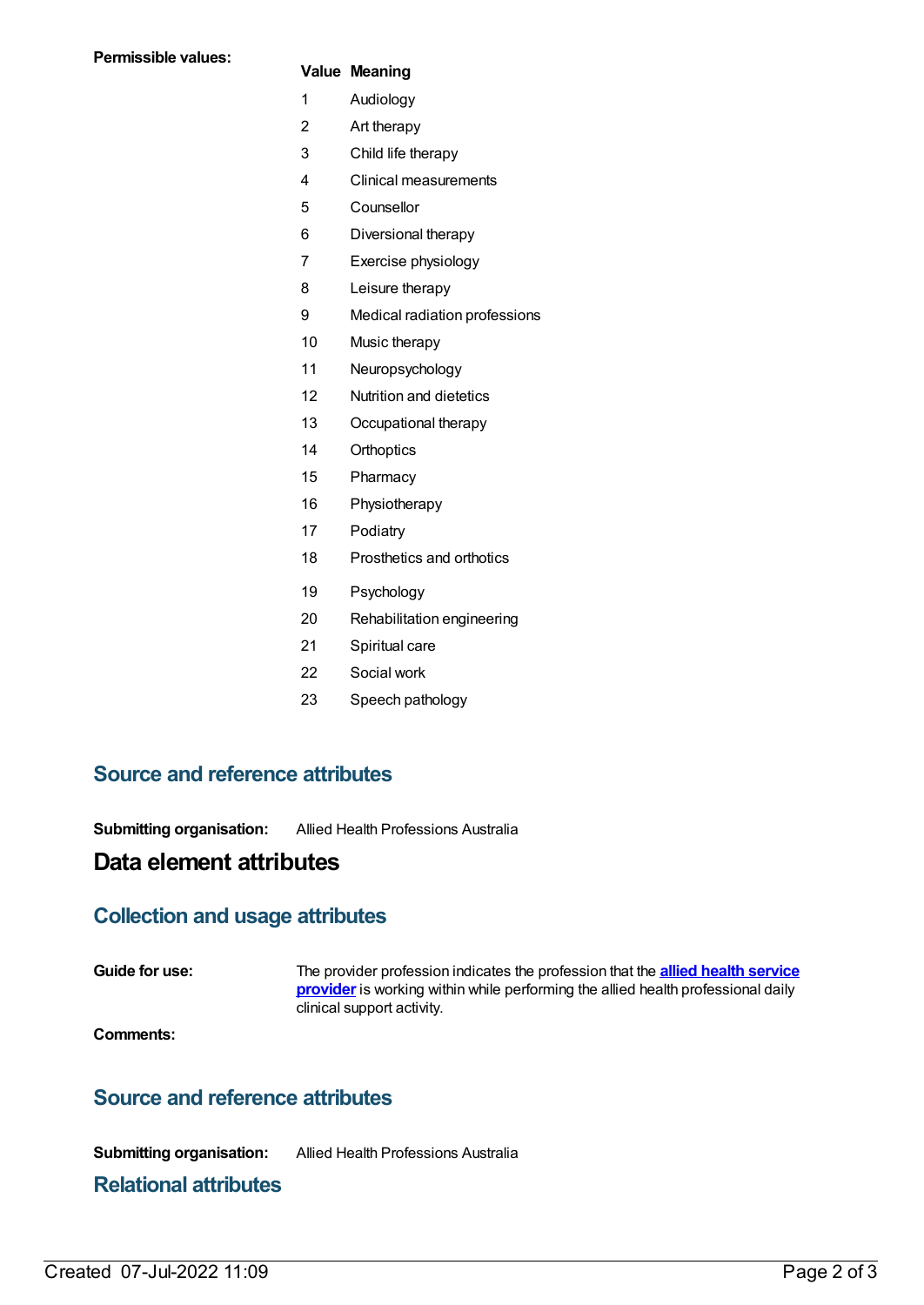**Permissible values:**

| Value | Meaning |
|---|---|
| 1 | Audiology |
| 2 | Art therapy |
| 3 | Child life therapy |
| 4 | Clinical measurements |
| 5 | Counsellor |
| 6 | Diversional therapy |
| 7 | Exercise physiology |
| 8 | Leisure therapy |
| 9 | Medical radiation professions |
| 10 | Music therapy |
| 11 | Neuropsychology |
| 12 | Nutrition and dietetics |
| 13 | Occupational therapy |
| 14 | Orthoptics |
| 15 | Pharmacy |
| 16 | Physiotherapy |
| 17 | Podiatry |
| 18 | Prosthetics and orthotics |
| 19 | Psychology |
| 20 | Rehabilitation engineering |
| 21 | Spiritual care |
| 22 | Social work |
| 23 | Speech pathology |

## Source and reference attributes

**Submitting organisation:** Allied Health Professions Australia

# Data element attributes

## Collection and usage attributes

**Guide for use:** The provider profession indicates the profession that the **allied health service provider** is working within while performing the allied health professional daily clinical support activity.

**Comments:**

## Source and reference attributes

**Submitting organisation:** Allied Health Professions Australia

## Relational attributes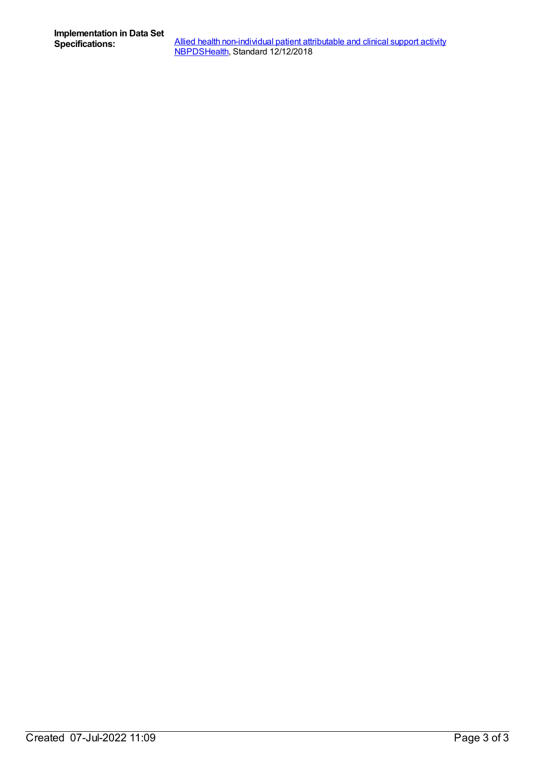**Implementation in Data Set Specifications:**

[Allied health non-individual patient attributable and clinical support activity NBPDSHealth], Standard 12/12/2018